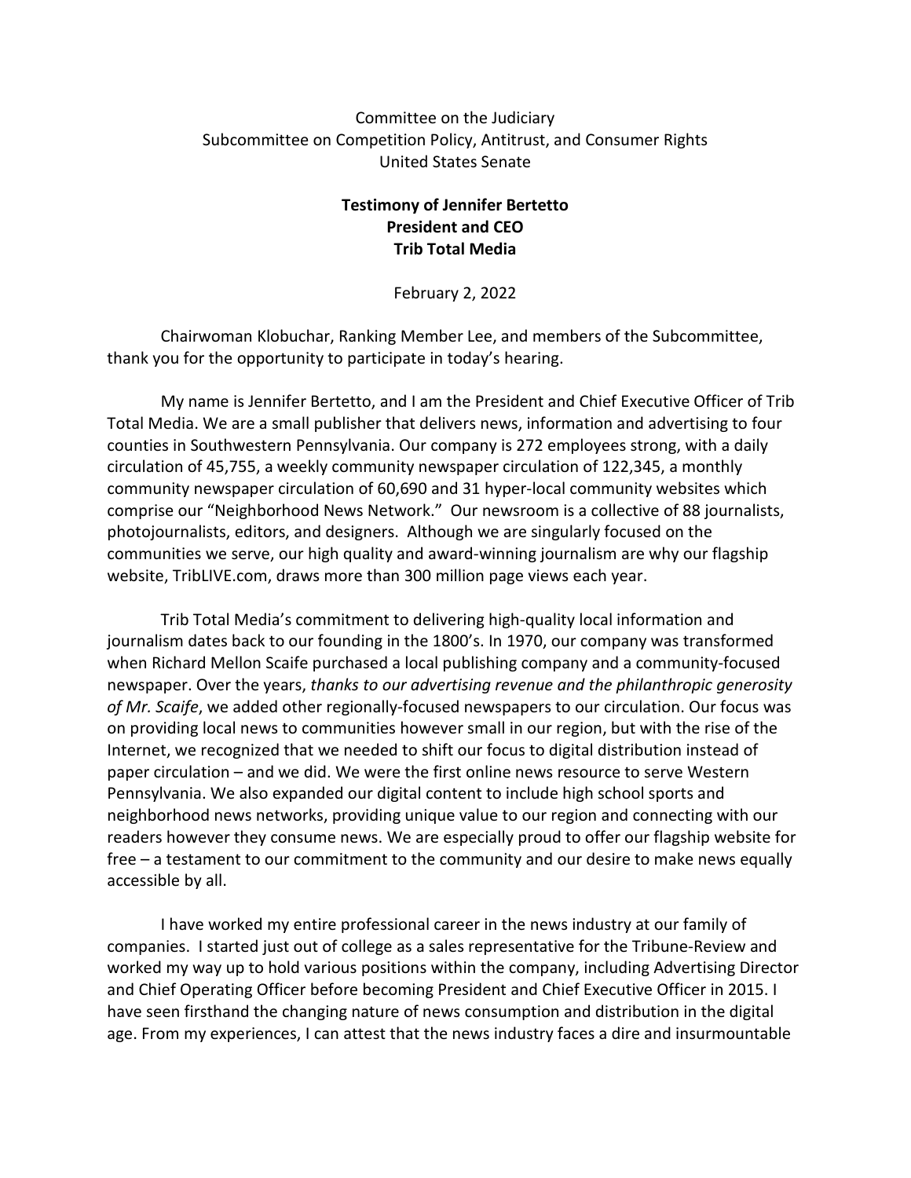Committee on the Judiciary
Subcommittee on Competition Policy, Antitrust, and Consumer Rights
United States Senate

**Testimony of Jennifer Bertetto**
**President and CEO**
**Trib Total Media**

February 2, 2022

Chairwoman Klobuchar, Ranking Member Lee, and members of the Subcommittee, thank you for the opportunity to participate in today's hearing.

My name is Jennifer Bertetto, and I am the President and Chief Executive Officer of Trib Total Media. We are a small publisher that delivers news, information and advertising to four counties in Southwestern Pennsylvania. Our company is 272 employees strong, with a daily circulation of 45,755, a weekly community newspaper circulation of 122,345, a monthly community newspaper circulation of 60,690 and 31 hyper-local community websites which comprise our "Neighborhood News Network." Our newsroom is a collective of 88 journalists, photojournalists, editors, and designers. Although we are singularly focused on the communities we serve, our high quality and award-winning journalism are why our flagship website, TribLIVE.com, draws more than 300 million page views each year.

Trib Total Media's commitment to delivering high-quality local information and journalism dates back to our founding in the 1800's. In 1970, our company was transformed when Richard Mellon Scaife purchased a local publishing company and a community-focused newspaper. Over the years, *thanks to our advertising revenue and the philanthropic generosity of Mr. Scaife*, we added other regionally-focused newspapers to our circulation. Our focus was on providing local news to communities however small in our region, but with the rise of the Internet, we recognized that we needed to shift our focus to digital distribution instead of paper circulation – and we did. We were the first online news resource to serve Western Pennsylvania. We also expanded our digital content to include high school sports and neighborhood news networks, providing unique value to our region and connecting with our readers however they consume news. We are especially proud to offer our flagship website for free – a testament to our commitment to the community and our desire to make news equally accessible by all.

I have worked my entire professional career in the news industry at our family of companies. I started just out of college as a sales representative for the Tribune-Review and worked my way up to hold various positions within the company, including Advertising Director and Chief Operating Officer before becoming President and Chief Executive Officer in 2015. I have seen firsthand the changing nature of news consumption and distribution in the digital age. From my experiences, I can attest that the news industry faces a dire and insurmountable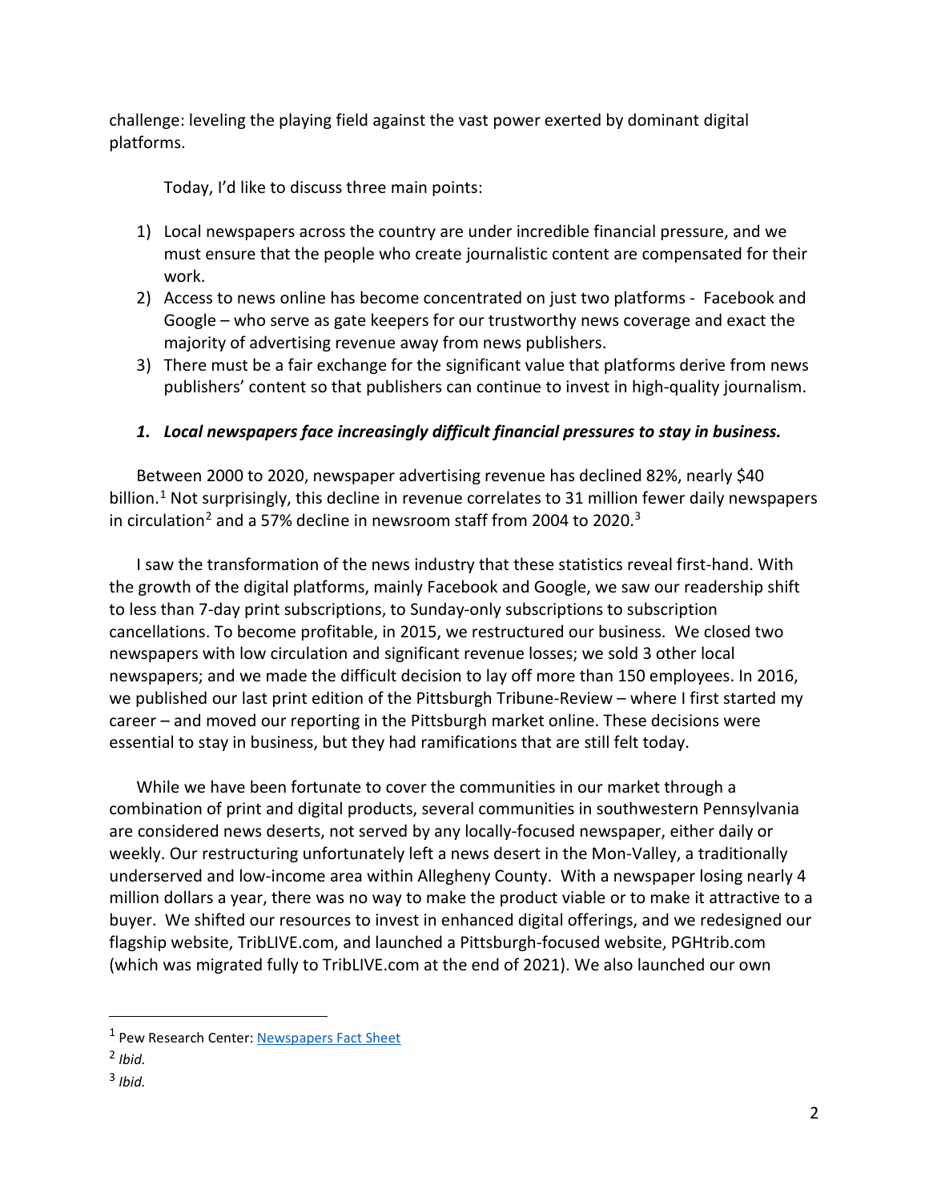challenge: leveling the playing field against the vast power exerted by dominant digital platforms.

Today, I'd like to discuss three main points:

1) Local newspapers across the country are under incredible financial pressure, and we must ensure that the people who create journalistic content are compensated for their work.
2) Access to news online has become concentrated on just two platforms - Facebook and Google – who serve as gate keepers for our trustworthy news coverage and exact the majority of advertising revenue away from news publishers.
3) There must be a fair exchange for the significant value that platforms derive from news publishers' content so that publishers can continue to invest in high-quality journalism.

### *1. Local newspapers face increasingly difficult financial pressures to stay in business.*

Between 2000 to 2020, newspaper advertising revenue has declined 82%, nearly $40 billion.[1] Not surprisingly, this decline in revenue correlates to 31 million fewer daily newspapers in circulation[2] and a 57% decline in newsroom staff from 2004 to 2020.[3]

I saw the transformation of the news industry that these statistics reveal first-hand. With the growth of the digital platforms, mainly Facebook and Google, we saw our readership shift to less than 7-day print subscriptions, to Sunday-only subscriptions to subscription cancellations. To become profitable, in 2015, we restructured our business. We closed two newspapers with low circulation and significant revenue losses; we sold 3 other local newspapers; and we made the difficult decision to lay off more than 150 employees. In 2016, we published our last print edition of the Pittsburgh Tribune-Review – where I first started my career – and moved our reporting in the Pittsburgh market online. These decisions were essential to stay in business, but they had ramifications that are still felt today.

While we have been fortunate to cover the communities in our market through a combination of print and digital products, several communities in southwestern Pennsylvania are considered news deserts, not served by any locally-focused newspaper, either daily or weekly. Our restructuring unfortunately left a news desert in the Mon-Valley, a traditionally underserved and low-income area within Allegheny County. With a newspaper losing nearly 4 million dollars a year, there was no way to make the product viable or to make it attractive to a buyer. We shifted our resources to invest in enhanced digital offerings, and we redesigned our flagship website, TribLIVE.com, and launched a Pittsburgh-focused website, PGHtrib.com (which was migrated fully to TribLIVE.com at the end of 2021). We also launched our own

---

[1] Pew Research Center: Newspapers Fact Sheet

[2] *Ibid.*

[3] *Ibid.*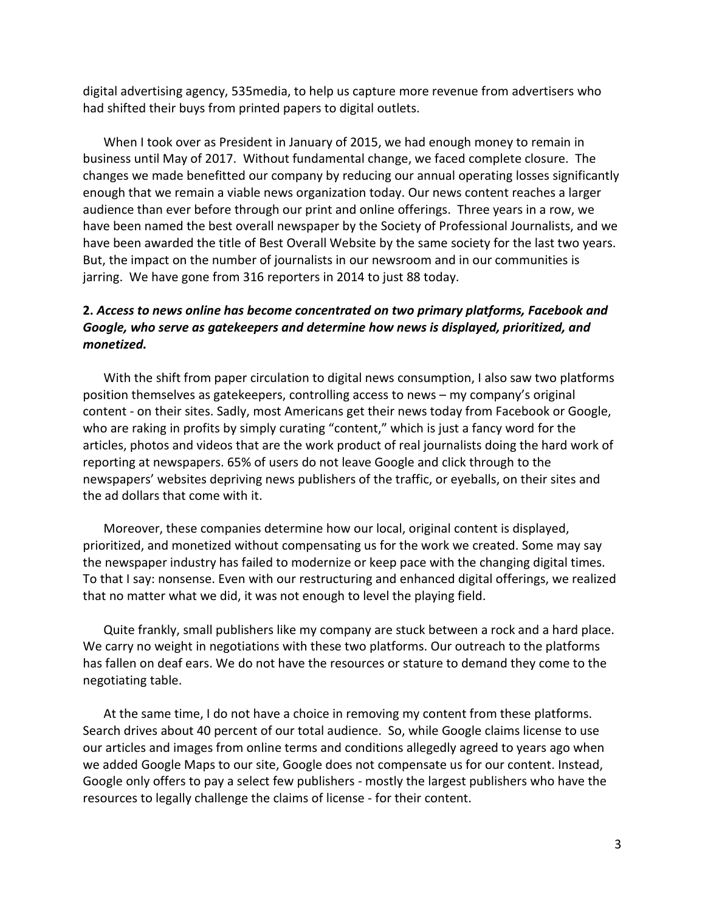digital advertising agency, 535media, to help us capture more revenue from advertisers who had shifted their buys from printed papers to digital outlets.

When I took over as President in January of 2015, we had enough money to remain in business until May of 2017. Without fundamental change, we faced complete closure. The changes we made benefitted our company by reducing our annual operating losses significantly enough that we remain a viable news organization today. Our news content reaches a larger audience than ever before through our print and online offerings. Three years in a row, we have been named the best overall newspaper by the Society of Professional Journalists, and we have been awarded the title of Best Overall Website by the same society for the last two years. But, the impact on the number of journalists in our newsroom and in our communities is jarring. We have gone from 316 reporters in 2014 to just 88 today.

**2.** ***Access to news online has become concentrated on two primary platforms, Facebook and Google, who serve as gatekeepers and determine how news is displayed, prioritized, and monetized.***

With the shift from paper circulation to digital news consumption, I also saw two platforms position themselves as gatekeepers, controlling access to news – my company's original content - on their sites. Sadly, most Americans get their news today from Facebook or Google, who are raking in profits by simply curating "content," which is just a fancy word for the articles, photos and videos that are the work product of real journalists doing the hard work of reporting at newspapers. 65% of users do not leave Google and click through to the newspapers' websites depriving news publishers of the traffic, or eyeballs, on their sites and the ad dollars that come with it.

Moreover, these companies determine how our local, original content is displayed, prioritized, and monetized without compensating us for the work we created. Some may say the newspaper industry has failed to modernize or keep pace with the changing digital times. To that I say: nonsense. Even with our restructuring and enhanced digital offerings, we realized that no matter what we did, it was not enough to level the playing field.

Quite frankly, small publishers like my company are stuck between a rock and a hard place. We carry no weight in negotiations with these two platforms. Our outreach to the platforms has fallen on deaf ears. We do not have the resources or stature to demand they come to the negotiating table.

At the same time, I do not have a choice in removing my content from these platforms. Search drives about 40 percent of our total audience. So, while Google claims license to use our articles and images from online terms and conditions allegedly agreed to years ago when we added Google Maps to our site, Google does not compensate us for our content. Instead, Google only offers to pay a select few publishers - mostly the largest publishers who have the resources to legally challenge the claims of license - for their content.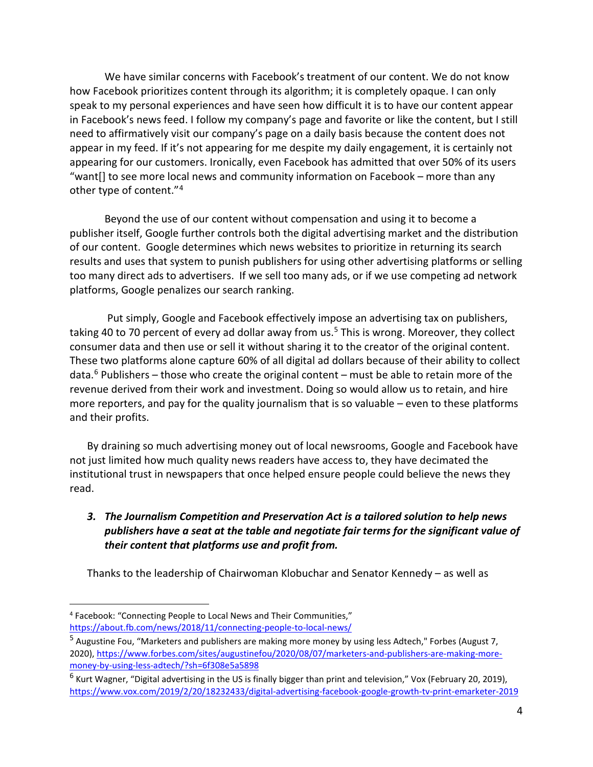We have similar concerns with Facebook's treatment of our content. We do not know how Facebook prioritizes content through its algorithm; it is completely opaque. I can only speak to my personal experiences and have seen how difficult it is to have our content appear in Facebook's news feed. I follow my company's page and favorite or like the content, but I still need to affirmatively visit our company's page on a daily basis because the content does not appear in my feed. If it's not appearing for me despite my daily engagement, it is certainly not appearing for our customers. Ironically, even Facebook has admitted that over 50% of its users "want[] to see more local news and community information on Facebook – more than any other type of content."[4]

Beyond the use of our content without compensation and using it to become a publisher itself, Google further controls both the digital advertising market and the distribution of our content. Google determines which news websites to prioritize in returning its search results and uses that system to punish publishers for using other advertising platforms or selling too many direct ads to advertisers. If we sell too many ads, or if we use competing ad network platforms, Google penalizes our search ranking.

Put simply, Google and Facebook effectively impose an advertising tax on publishers, taking 40 to 70 percent of every ad dollar away from us.[5] This is wrong. Moreover, they collect consumer data and then use or sell it without sharing it to the creator of the original content. These two platforms alone capture 60% of all digital ad dollars because of their ability to collect data.[6] Publishers – those who create the original content – must be able to retain more of the revenue derived from their work and investment. Doing so would allow us to retain, and hire more reporters, and pay for the quality journalism that is so valuable – even to these platforms and their profits.

By draining so much advertising money out of local newsrooms, Google and Facebook have not just limited how much quality news readers have access to, they have decimated the institutional trust in newspapers that once helped ensure people could believe the news they read.

### ***3. The Journalism Competition and Preservation Act is a tailored solution to help news publishers have a seat at the table and negotiate fair terms for the significant value of their content that platforms use and profit from.***

Thanks to the leadership of Chairwoman Klobuchar and Senator Kennedy – as well as

---

[4] Facebook: "Connecting People to Local News and Their Communities," https://about.fb.com/news/2018/11/connecting-people-to-local-news/

[5] Augustine Fou, "Marketers and publishers are making more money by using less Adtech," Forbes (August 7, 2020), https://www.forbes.com/sites/augustinefou/2020/08/07/marketers-and-publishers-are-making-more-money-by-using-less-adtech/?sh=6f308e5a5898

[6] Kurt Wagner, "Digital advertising in the US is finally bigger than print and television," Vox (February 20, 2019), https://www.vox.com/2019/2/20/18232433/digital-advertising-facebook-google-growth-tv-print-emarketer-2019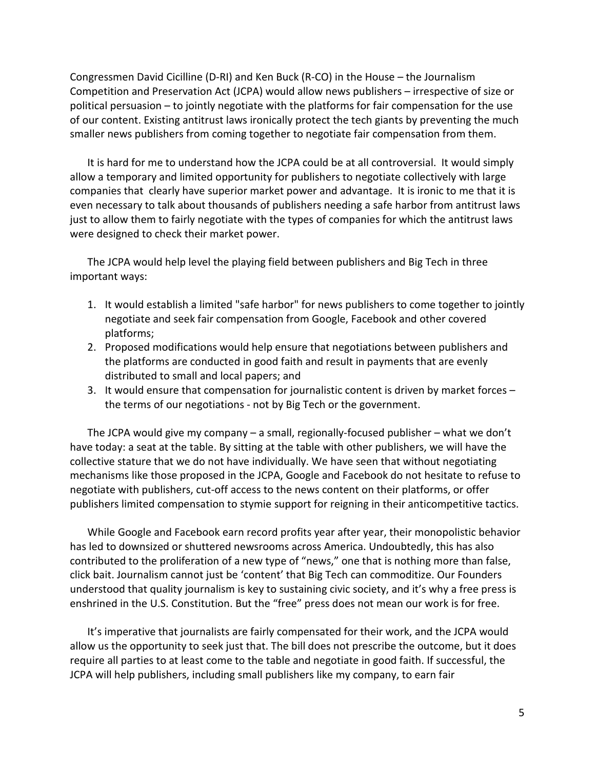Congressmen David Cicilline (D-RI) and Ken Buck (R-CO) in the House – the Journalism Competition and Preservation Act (JCPA) would allow news publishers – irrespective of size or political persuasion – to jointly negotiate with the platforms for fair compensation for the use of our content. Existing antitrust laws ironically protect the tech giants by preventing the much smaller news publishers from coming together to negotiate fair compensation from them.

It is hard for me to understand how the JCPA could be at all controversial. It would simply allow a temporary and limited opportunity for publishers to negotiate collectively with large companies that clearly have superior market power and advantage. It is ironic to me that it is even necessary to talk about thousands of publishers needing a safe harbor from antitrust laws just to allow them to fairly negotiate with the types of companies for which the antitrust laws were designed to check their market power.

The JCPA would help level the playing field between publishers and Big Tech in three important ways:

1. It would establish a limited "safe harbor" for news publishers to come together to jointly negotiate and seek fair compensation from Google, Facebook and other covered platforms;
2. Proposed modifications would help ensure that negotiations between publishers and the platforms are conducted in good faith and result in payments that are evenly distributed to small and local papers; and
3. It would ensure that compensation for journalistic content is driven by market forces – the terms of our negotiations - not by Big Tech or the government.

The JCPA would give my company – a small, regionally-focused publisher – what we don't have today: a seat at the table. By sitting at the table with other publishers, we will have the collective stature that we do not have individually. We have seen that without negotiating mechanisms like those proposed in the JCPA, Google and Facebook do not hesitate to refuse to negotiate with publishers, cut-off access to the news content on their platforms, or offer publishers limited compensation to stymie support for reigning in their anticompetitive tactics.

While Google and Facebook earn record profits year after year, their monopolistic behavior has led to downsized or shuttered newsrooms across America. Undoubtedly, this has also contributed to the proliferation of a new type of "news," one that is nothing more than false, click bait. Journalism cannot just be 'content' that Big Tech can commoditize. Our Founders understood that quality journalism is key to sustaining civic society, and it's why a free press is enshrined in the U.S. Constitution. But the "free" press does not mean our work is for free.

It's imperative that journalists are fairly compensated for their work, and the JCPA would allow us the opportunity to seek just that. The bill does not prescribe the outcome, but it does require all parties to at least come to the table and negotiate in good faith. If successful, the JCPA will help publishers, including small publishers like my company, to earn fair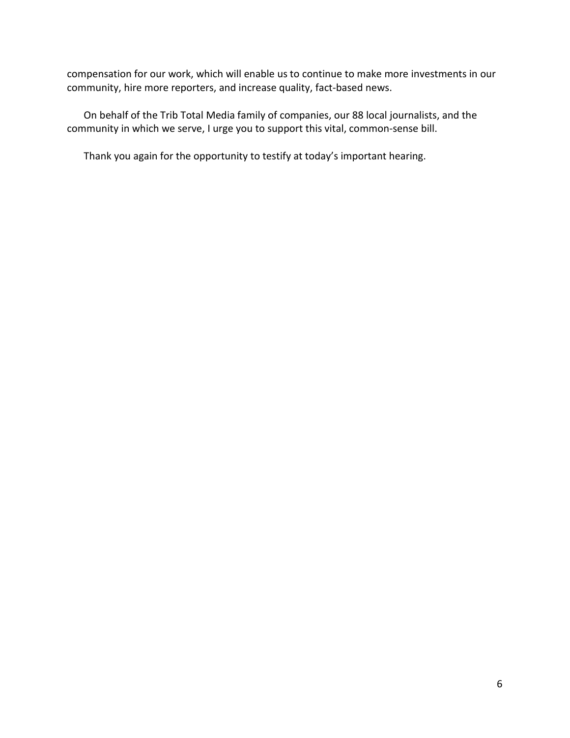compensation for our work, which will enable us to continue to make more investments in our community, hire more reporters, and increase quality, fact-based news.

On behalf of the Trib Total Media family of companies, our 88 local journalists, and the community in which we serve, I urge you to support this vital, common-sense bill.

Thank you again for the opportunity to testify at today's important hearing.